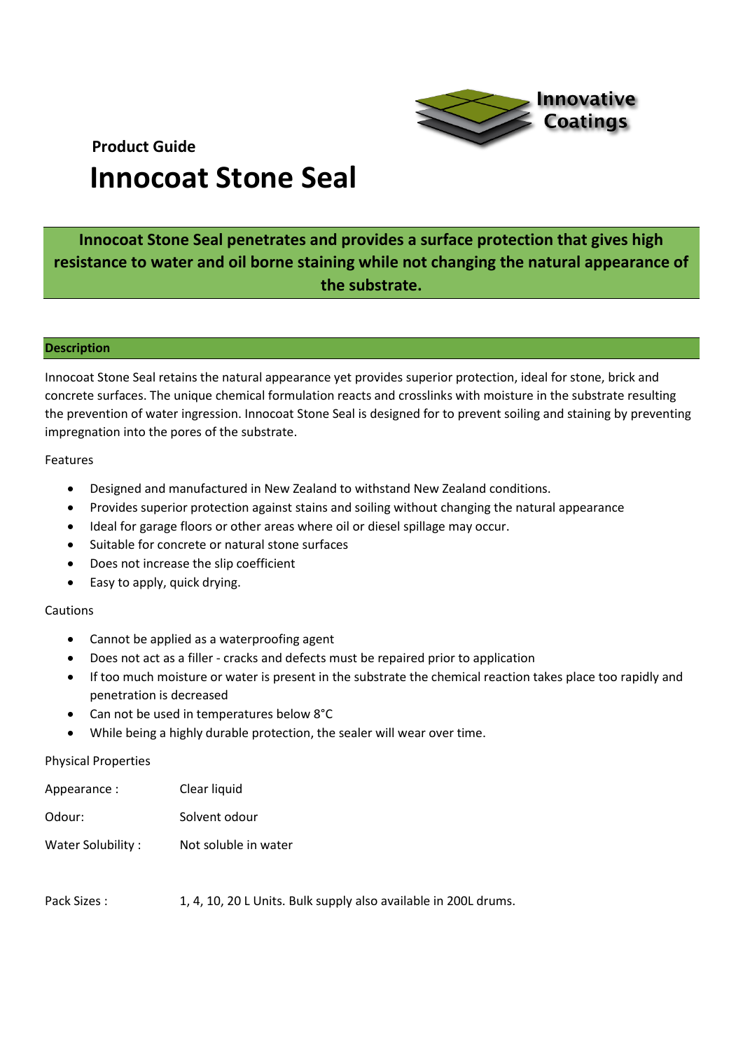Innovative Coatings

**Product Guide**

# Innocoat Stone Seal

**Innocoat Stone Seal penetrates and provides a surface protection that gives high resistance to water and oil borne staining while not changing the natural appearance of the substrate.**

## Description

Innocoat Stone Seal retains the natural appearance yet provides superior protection, ideal for stone, brick and concrete surfaces. The unique chemical formulation reacts and crosslinks with moisture in the substrate resulting the prevention of water ingression. Innocoat Stone Seal is designed for to prevent soiling and staining by preventing impregnation into the pores of the substrate.

Features

- Designed and manufactured in New Zealand to withstand New Zealand conditions.
- Provides superior protection against stains and soiling without changing the natural appearance
- Ideal for garage floors or other areas where oil or diesel spillage may occur.
- Suitable for concrete or natural stone surfaces
- Does not increase the slip coefficient
- Easy to apply, quick drying.

Cautions

- Cannot be applied as a waterproofing agent
- Does not act as a filler - cracks and defects must be repaired prior to application
- If too much moisture or water is present in the substrate the chemical reaction takes place too rapidly and penetration is decreased
- Can not be used in temperatures below 8°C
- While being a highly durable protection, the sealer will wear over time.

Physical Properties

| | |
|---|---|
| Appearance : | Clear liquid |
| Odour: | Solvent odour |
| Water Solubility : | Not soluble in water |
| Pack Sizes : | 1, 4, 10, 20 L Units. Bulk supply also available in 200L drums. |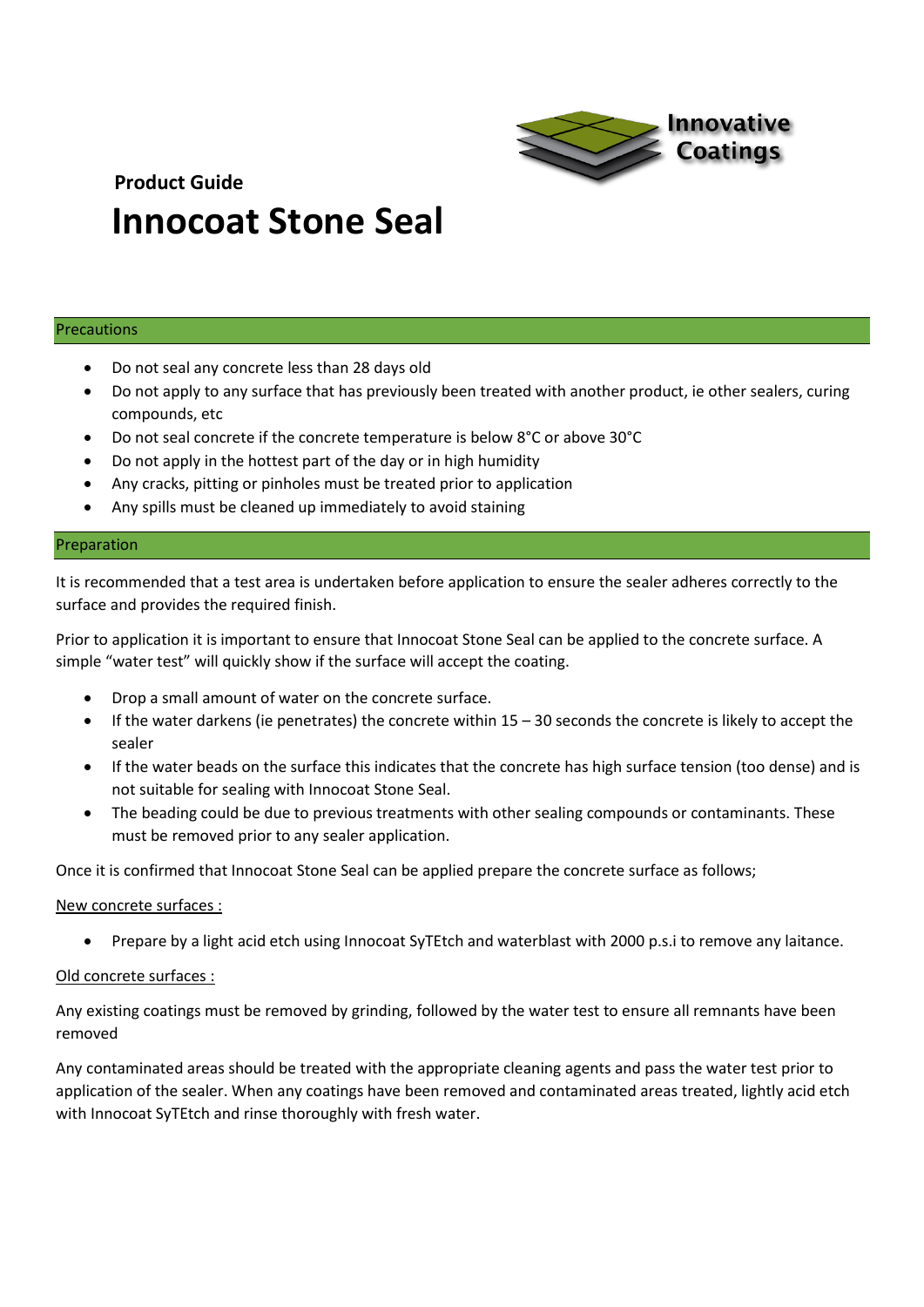Innovative Coatings

**Product Guide**

# Innocoat Stone Seal

## Precautions

- Do not seal any concrete less than 28 days old
- Do not apply to any surface that has previously been treated with another product, ie other sealers, curing compounds, etc
- Do not seal concrete if the concrete temperature is below 8°C or above 30°C
- Do not apply in the hottest part of the day or in high humidity
- Any cracks, pitting or pinholes must be treated prior to application
- Any spills must be cleaned up immediately to avoid staining

## Preparation

It is recommended that a test area is undertaken before application to ensure the sealer adheres correctly to the surface and provides the required finish.

Prior to application it is important to ensure that Innocoat Stone Seal can be applied to the concrete surface. A simple "water test" will quickly show if the surface will accept the coating.

- Drop a small amount of water on the concrete surface.
- If the water darkens (ie penetrates) the concrete within 15 – 30 seconds the concrete is likely to accept the sealer
- If the water beads on the surface this indicates that the concrete has high surface tension (too dense) and is not suitable for sealing with Innocoat Stone Seal.
- The beading could be due to previous treatments with other sealing compounds or contaminants. These must be removed prior to any sealer application.

Once it is confirmed that Innocoat Stone Seal can be applied prepare the concrete surface as follows;

<u>New concrete surfaces :</u>

- Prepare by a light acid etch using Innocoat SyTEtch and waterblast with 2000 p.s.i to remove any laitance.

<u>Old concrete surfaces :</u>

Any existing coatings must be removed by grinding, followed by the water test to ensure all remnants have been removed

Any contaminated areas should be treated with the appropriate cleaning agents and pass the water test prior to application of the sealer. When any coatings have been removed and contaminated areas treated, lightly acid etch with Innocoat SyTEtch and rinse thoroughly with fresh water.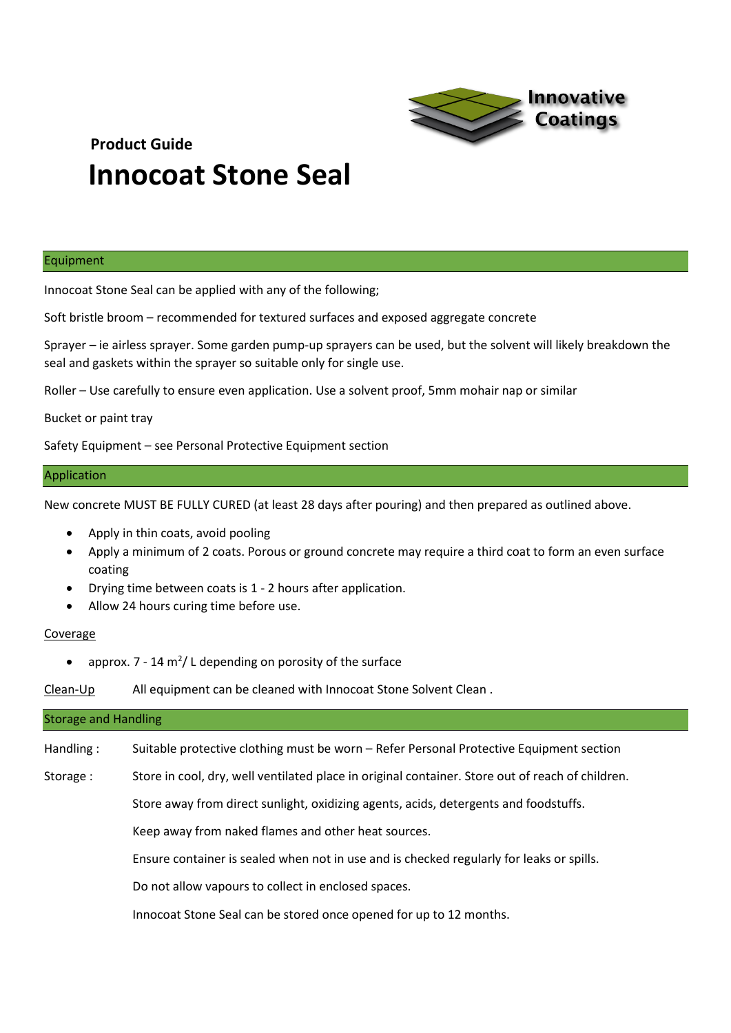**Product Guide**

# Innocoat Stone Seal

Innovative Coatings

## Equipment

Innocoat Stone Seal can be applied with any of the following;

Soft bristle broom – recommended for textured surfaces and exposed aggregate concrete

Sprayer – ie airless sprayer. Some garden pump-up sprayers can be used, but the solvent will likely breakdown the seal and gaskets within the sprayer so suitable only for single use.

Roller – Use carefully to ensure even application. Use a solvent proof, 5mm mohair nap or similar

Bucket or paint tray

Safety Equipment – see Personal Protective Equipment section

## Application

New concrete MUST BE FULLY CURED (at least 28 days after pouring) and then prepared as outlined above.

- Apply in thin coats, avoid pooling
- Apply a minimum of 2 coats. Porous or ground concrete may require a third coat to form an even surface coating
- Drying time between coats is 1 - 2 hours after application.
- Allow 24 hours curing time before use.

Coverage

- approx. 7 - 14 $m^2$/ L depending on porosity of the surface

Clean-Up    All equipment can be cleaned with Innocoat Stone Solvent Clean .

## Storage and Handling

Handling :    Suitable protective clothing must be worn – Refer Personal Protective Equipment section

Storage :    Store in cool, dry, well ventilated place in original container. Store out of reach of children.

Store away from direct sunlight, oxidizing agents, acids, detergents and foodstuffs.

Keep away from naked flames and other heat sources.

Ensure container is sealed when not in use and is checked regularly for leaks or spills.

Do not allow vapours to collect in enclosed spaces.

Innocoat Stone Seal can be stored once opened for up to 12 months.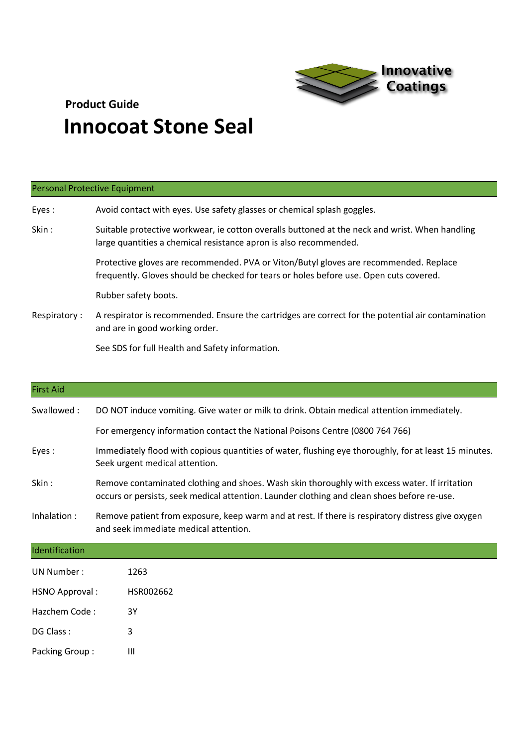Innovative Coatings

**Product Guide**

# Innocoat Stone Seal

## Personal Protective Equipment

| | |
|---|---|
| Eyes : | Avoid contact with eyes. Use safety glasses or chemical splash goggles. |
| Skin : | Suitable protective workwear, ie cotton overalls buttoned at the neck and wrist. When handling large quantities a chemical resistance apron is also recommended. |
| | Protective gloves are recommended. PVA or Viton/Butyl gloves are recommended. Replace frequently. Gloves should be checked for tears or holes before use. Open cuts covered. |
| | Rubber safety boots. |
| Respiratory : | A respirator is recommended. Ensure the cartridges are correct for the potential air contamination and are in good working order. |
| | See SDS for full Health and Safety information. |

## First Aid

| | |
|---|---|
| Swallowed : | DO NOT induce vomiting. Give water or milk to drink. Obtain medical attention immediately. |
| | For emergency information contact the National Poisons Centre (0800 764 766) |
| Eyes : | Immediately flood with copious quantities of water, flushing eye thoroughly, for at least 15 minutes. Seek urgent medical attention. |
| Skin : | Remove contaminated clothing and shoes. Wash skin thoroughly with excess water. If irritation occurs or persists, seek medical attention. Launder clothing and clean shoes before re-use. |
| Inhalation : | Remove patient from exposure, keep warm and at rest. If there is respiratory distress give oxygen and seek immediate medical attention. |

## Identification

| | |
|---|---|
| UN Number : | 1263 |
| HSNO Approval : | HSR002662 |
| Hazchem Code : | 3Y |
| DG Class : | 3 |
| Packing Group : | III |